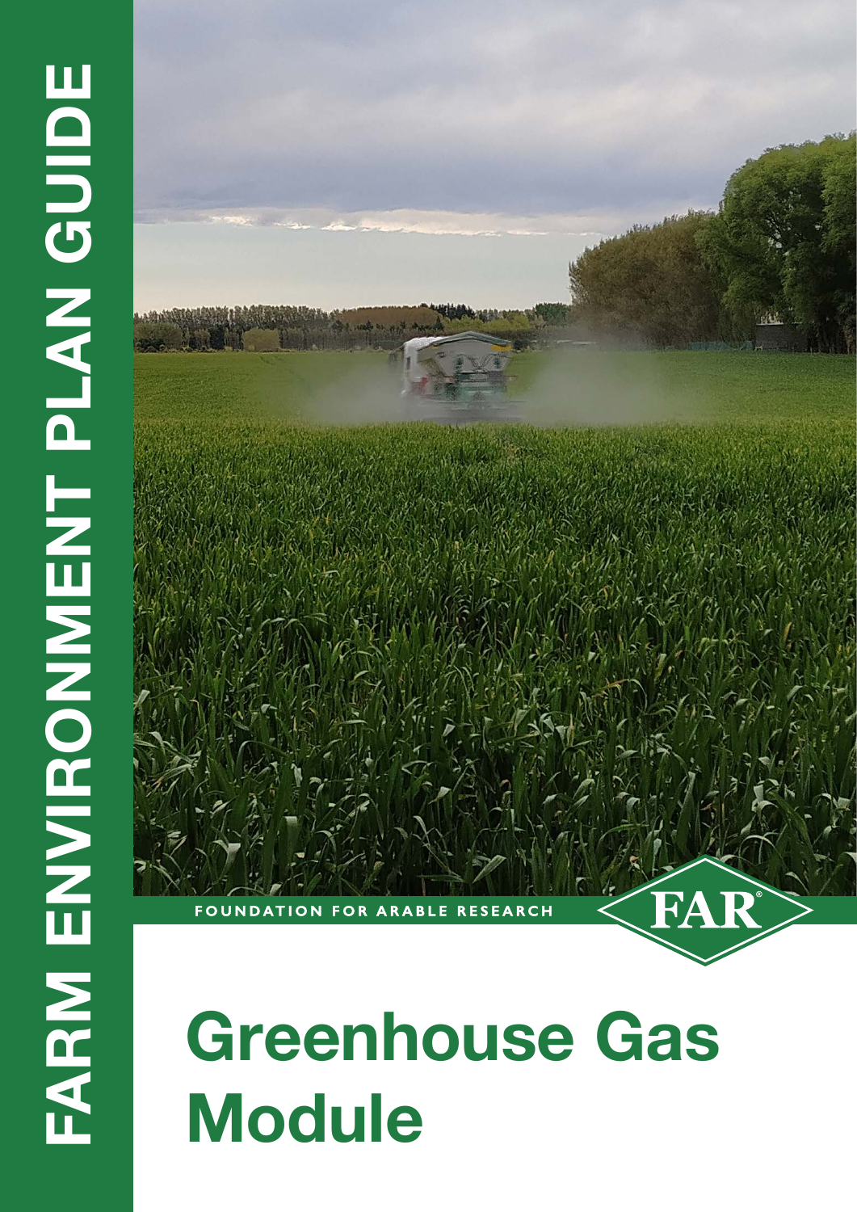# FARM ENVIRONMENT PLAN GUIDE

FOUNDATION FOR ARABLE RESEARCH

FAR®

# Greenhouse Gas Module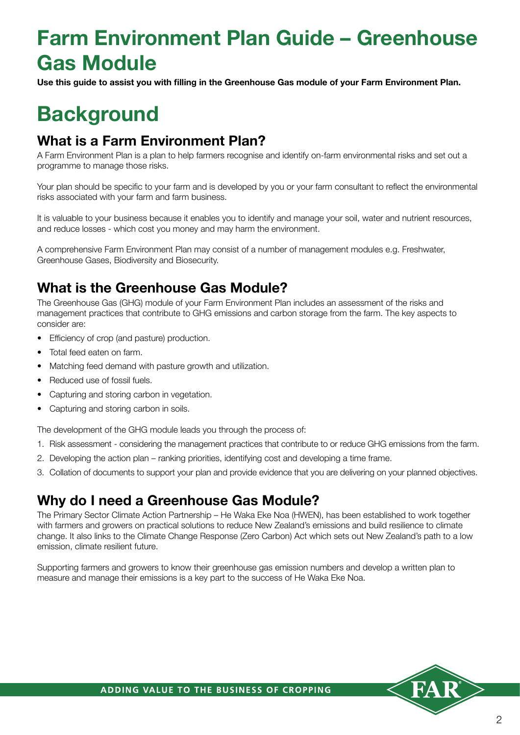# Farm Environment Plan Guide – Greenhouse Gas Module

**Use this guide to assist you with filling in the Greenhouse Gas module of your Farm Environment Plan.**

# Background

## What is a Farm Environment Plan?

A Farm Environment Plan is a plan to help farmers recognise and identify on-farm environmental risks and set out a programme to manage those risks.

Your plan should be specific to your farm and is developed by you or your farm consultant to reflect the environmental risks associated with your farm and farm business.

It is valuable to your business because it enables you to identify and manage your soil, water and nutrient resources, and reduce losses - which cost you money and may harm the environment.

A comprehensive Farm Environment Plan may consist of a number of management modules e.g. Freshwater, Greenhouse Gases, Biodiversity and Biosecurity.

## What is the Greenhouse Gas Module?

The Greenhouse Gas (GHG) module of your Farm Environment Plan includes an assessment of the risks and management practices that contribute to GHG emissions and carbon storage from the farm. The key aspects to consider are:

- Efficiency of crop (and pasture) production.
- Total feed eaten on farm.
- Matching feed demand with pasture growth and utilization.
- Reduced use of fossil fuels.
- Capturing and storing carbon in vegetation.
- Capturing and storing carbon in soils.

The development of the GHG module leads you through the process of:

1. Risk assessment - considering the management practices that contribute to or reduce GHG emissions from the farm.
2. Developing the action plan – ranking priorities, identifying cost and developing a time frame.
3. Collation of documents to support your plan and provide evidence that you are delivering on your planned objectives.

## Why do I need a Greenhouse Gas Module?

The Primary Sector Climate Action Partnership – He Waka Eke Noa (HWEN), has been established to work together with farmers and growers on practical solutions to reduce New Zealand's emissions and build resilience to climate change. It also links to the Climate Change Response (Zero Carbon) Act which sets out New Zealand's path to a low emission, climate resilient future.

Supporting farmers and growers to know their greenhouse gas emission numbers and develop a written plan to measure and manage their emissions is a key part to the success of He Waka Eke Noa.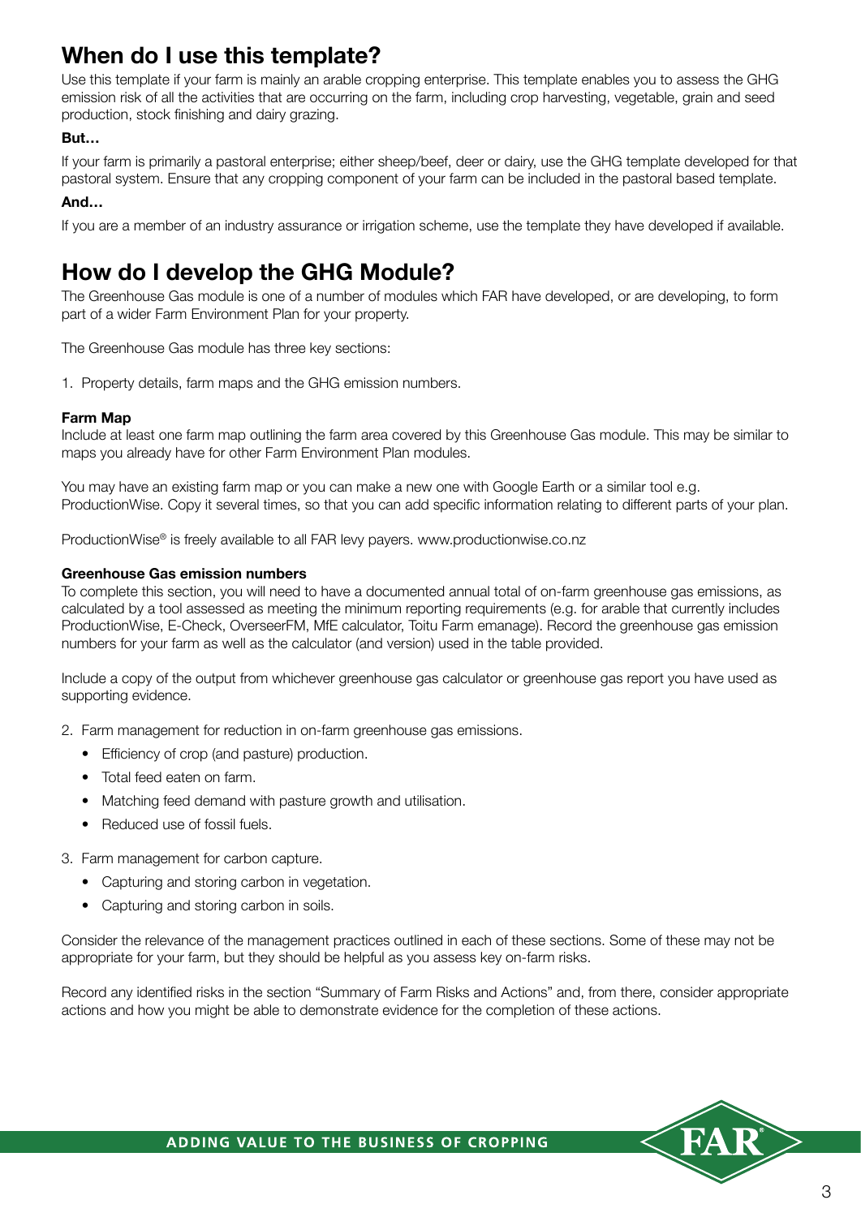## When do I use this template?

Use this template if your farm is mainly an arable cropping enterprise. This template enables you to assess the GHG emission risk of all the activities that are occurring on the farm, including crop harvesting, vegetable, grain and seed production, stock finishing and dairy grazing.

**But…**

If your farm is primarily a pastoral enterprise; either sheep/beef, deer or dairy, use the GHG template developed for that pastoral system. Ensure that any cropping component of your farm can be included in the pastoral based template.

**And…**

If you are a member of an industry assurance or irrigation scheme, use the template they have developed if available.

## How do I develop the GHG Module?

The Greenhouse Gas module is one of a number of modules which FAR have developed, or are developing, to form part of a wider Farm Environment Plan for your property.

The Greenhouse Gas module has three key sections:

1. Property details, farm maps and the GHG emission numbers.

**Farm Map**

Include at least one farm map outlining the farm area covered by this Greenhouse Gas module. This may be similar to maps you already have for other Farm Environment Plan modules.

You may have an existing farm map or you can make a new one with Google Earth or a similar tool e.g. ProductionWise. Copy it several times, so that you can add specific information relating to different parts of your plan.

ProductionWise® is freely available to all FAR levy payers. www.productionwise.co.nz

**Greenhouse Gas emission numbers**

To complete this section, you will need to have a documented annual total of on-farm greenhouse gas emissions, as calculated by a tool assessed as meeting the minimum reporting requirements (e.g. for arable that currently includes ProductionWise, E-Check, OverseerFM, MfE calculator, Toitu Farm emanage). Record the greenhouse gas emission numbers for your farm as well as the calculator (and version) used in the table provided.

Include a copy of the output from whichever greenhouse gas calculator or greenhouse gas report you have used as supporting evidence.

2. Farm management for reduction in on-farm greenhouse gas emissions.
   - Efficiency of crop (and pasture) production.
   - Total feed eaten on farm.
   - Matching feed demand with pasture growth and utilisation.
   - Reduced use of fossil fuels.
3. Farm management for carbon capture.
   - Capturing and storing carbon in vegetation.
   - Capturing and storing carbon in soils.

Consider the relevance of the management practices outlined in each of these sections. Some of these may not be appropriate for your farm, but they should be helpful as you assess key on-farm risks.

Record any identified risks in the section "Summary of Farm Risks and Actions" and, from there, consider appropriate actions and how you might be able to demonstrate evidence for the completion of these actions.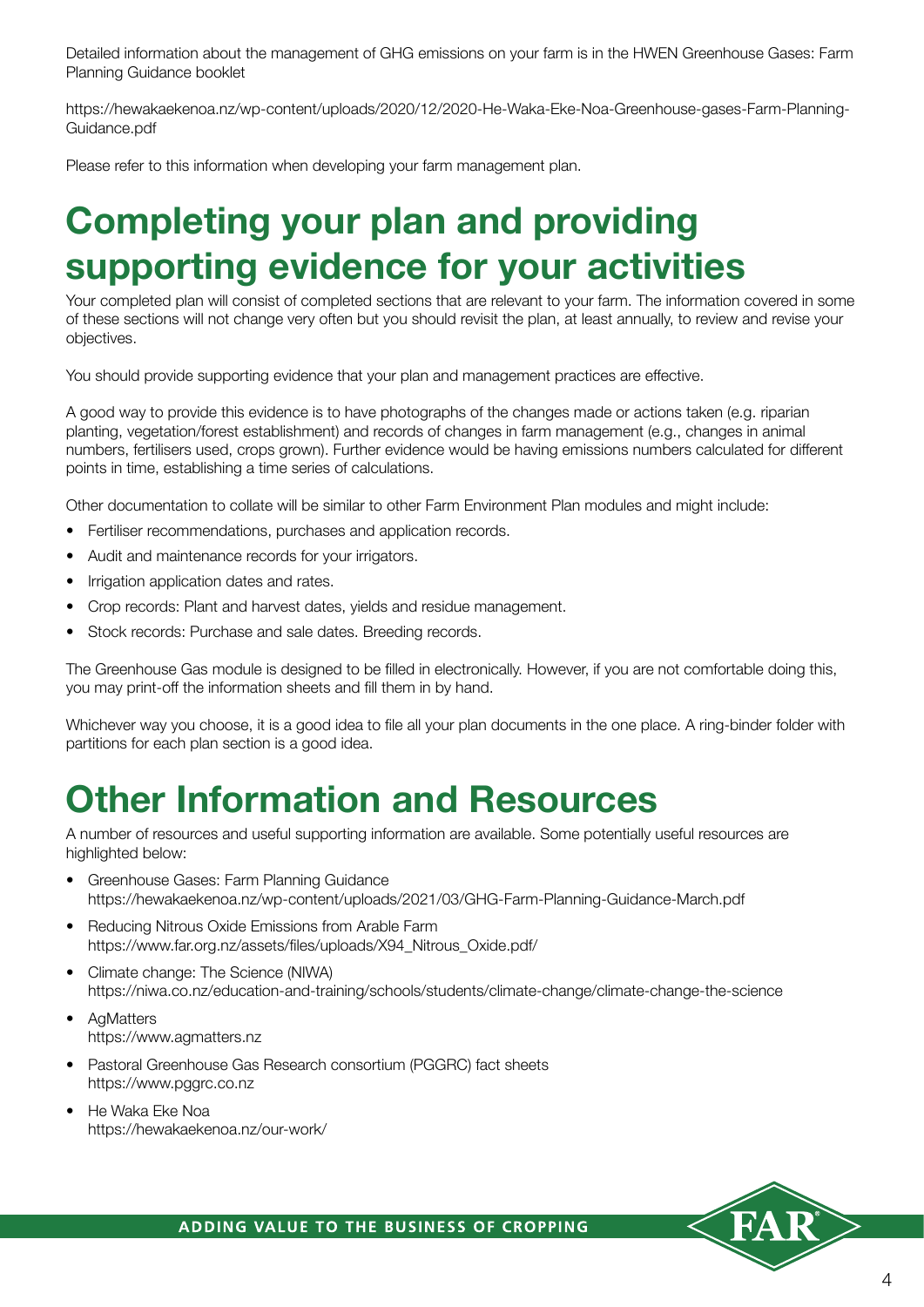Detailed information about the management of GHG emissions on your farm is in the HWEN Greenhouse Gases: Farm Planning Guidance booklet

https://hewakaekenoa.nz/wp-content/uploads/2020/12/2020-He-Waka-Eke-Noa-Greenhouse-gases-Farm-Planning-Guidance.pdf

Please refer to this information when developing your farm management plan.

# Completing your plan and providing supporting evidence for your activities

Your completed plan will consist of completed sections that are relevant to your farm. The information covered in some of these sections will not change very often but you should revisit the plan, at least annually, to review and revise your objectives.

You should provide supporting evidence that your plan and management practices are effective.

A good way to provide this evidence is to have photographs of the changes made or actions taken (e.g. riparian planting, vegetation/forest establishment) and records of changes in farm management (e.g., changes in animal numbers, fertilisers used, crops grown). Further evidence would be having emissions numbers calculated for different points in time, establishing a time series of calculations.

Other documentation to collate will be similar to other Farm Environment Plan modules and might include:

- Fertiliser recommendations, purchases and application records.
- Audit and maintenance records for your irrigators.
- Irrigation application dates and rates.
- Crop records: Plant and harvest dates, yields and residue management.
- Stock records: Purchase and sale dates. Breeding records.

The Greenhouse Gas module is designed to be filled in electronically. However, if you are not comfortable doing this, you may print-off the information sheets and fill them in by hand.

Whichever way you choose, it is a good idea to file all your plan documents in the one place. A ring-binder folder with partitions for each plan section is a good idea.

# Other Information and Resources

A number of resources and useful supporting information are available. Some potentially useful resources are highlighted below:

- Greenhouse Gases: Farm Planning Guidance
  https://hewakaekenoa.nz/wp-content/uploads/2021/03/GHG-Farm-Planning-Guidance-March.pdf
- Reducing Nitrous Oxide Emissions from Arable Farm
  https://www.far.org.nz/assets/files/uploads/X94_Nitrous_Oxide.pdf/
- Climate change: The Science (NIWA)
  https://niwa.co.nz/education-and-training/schools/students/climate-change/climate-change-the-science
- AgMatters
  https://www.agmatters.nz
- Pastoral Greenhouse Gas Research consortium (PGGRC) fact sheets
  https://www.pggrc.co.nz
- He Waka Eke Noa
  https://hewakaekenoa.nz/our-work/